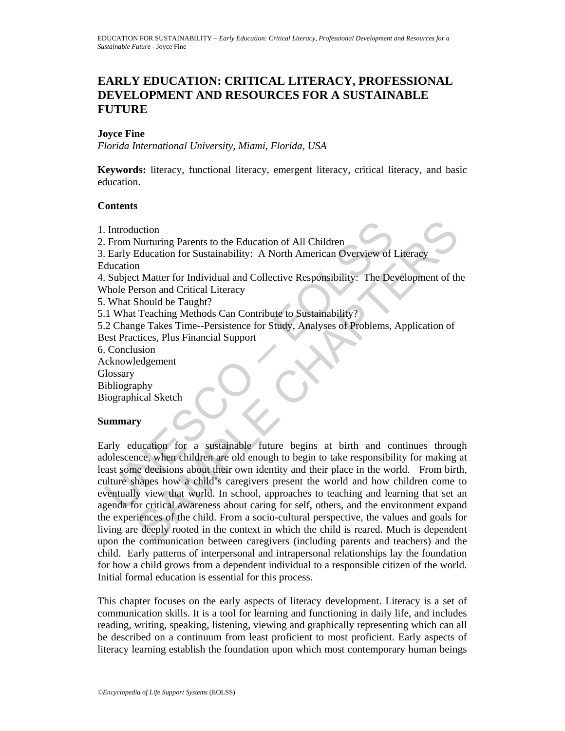# EARLY EDUCATION: CRITICAL LITERACY, PROFESSIONAL DEVELOPMENT AND RESOURCES FOR A SUSTAINABLE FUTURE

**Joyce Fine**

*Florida International University, Miami, Florida, USA*

**Keywords:** literacy, functional literacy, emergent literacy, critical literacy, and basic education.

## Contents

1. Introduction
2. From Nurturing Parents to the Education of All Children
3. Early Education for Sustainability: A North American Overview of Literacy Education
4. Subject Matter for Individual and Collective Responsibility: The Development of the Whole Person and Critical Literacy
5. What Should be Taught?
5.1 What Teaching Methods Can Contribute to Sustainability?
5.2 Change Takes Time--Persistence for Study, Analyses of Problems, Application of Best Practices, Plus Financial Support
6. Conclusion
Acknowledgement
Glossary
Bibliography
Biographical Sketch

## Summary

Early education for a sustainable future begins at birth and continues through adolescence, when children are old enough to begin to take responsibility for making at least some decisions about their own identity and their place in the world. From birth, culture shapes how a child's caregivers present the world and how children come to eventually view that world. In school, approaches to teaching and learning that set an agenda for critical awareness about caring for self, others, and the environment expand the experiences of the child. From a socio-cultural perspective, the values and goals for living are deeply rooted in the context in which the child is reared. Much is dependent upon the communication between caregivers (including parents and teachers) and the child. Early patterns of interpersonal and intrapersonal relationships lay the foundation for how a child grows from a dependent individual to a responsible citizen of the world. Initial formal education is essential for this process.

This chapter focuses on the early aspects of literacy development. Literacy is a set of communication skills. It is a tool for learning and functioning in daily life, and includes reading, writing, speaking, listening, viewing and graphically representing which can all be described on a continuum from least proficient to most proficient. Early aspects of literacy learning establish the foundation upon which most contemporary human beings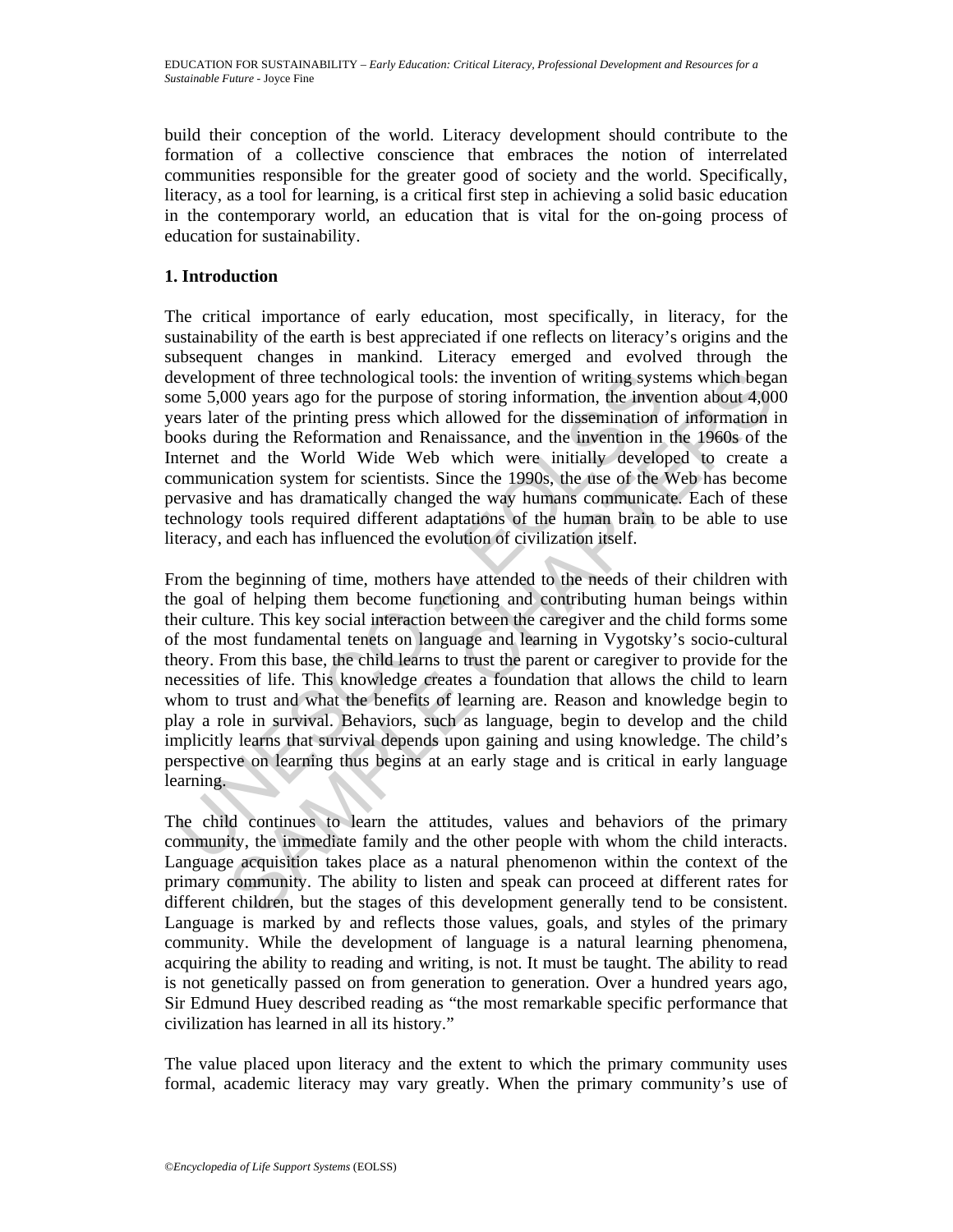build their conception of the world. Literacy development should contribute to the formation of a collective conscience that embraces the notion of interrelated communities responsible for the greater good of society and the world. Specifically, literacy, as a tool for learning, is a critical first step in achieving a solid basic education in the contemporary world, an education that is vital for the on-going process of education for sustainability.

## 1. Introduction

The critical importance of early education, most specifically, in literacy, for the sustainability of the earth is best appreciated if one reflects on literacy's origins and the subsequent changes in mankind. Literacy emerged and evolved through the development of three technological tools: the invention of writing systems which began some 5,000 years ago for the purpose of storing information, the invention about 4,000 years later of the printing press which allowed for the dissemination of information in books during the Reformation and Renaissance, and the invention in the 1960s of the Internet and the World Wide Web which were initially developed to create a communication system for scientists. Since the 1990s, the use of the Web has become pervasive and has dramatically changed the way humans communicate. Each of these technology tools required different adaptations of the human brain to be able to use literacy, and each has influenced the evolution of civilization itself.

From the beginning of time, mothers have attended to the needs of their children with the goal of helping them become functioning and contributing human beings within their culture. This key social interaction between the caregiver and the child forms some of the most fundamental tenets on language and learning in Vygotsky's socio-cultural theory. From this base, the child learns to trust the parent or caregiver to provide for the necessities of life. This knowledge creates a foundation that allows the child to learn whom to trust and what the benefits of learning are. Reason and knowledge begin to play a role in survival. Behaviors, such as language, begin to develop and the child implicitly learns that survival depends upon gaining and using knowledge. The child's perspective on learning thus begins at an early stage and is critical in early language learning.

The child continues to learn the attitudes, values and behaviors of the primary community, the immediate family and the other people with whom the child interacts. Language acquisition takes place as a natural phenomenon within the context of the primary community. The ability to listen and speak can proceed at different rates for different children, but the stages of this development generally tend to be consistent. Language is marked by and reflects those values, goals, and styles of the primary community. While the development of language is a natural learning phenomena, acquiring the ability to reading and writing, is not. It must be taught. The ability to read is not genetically passed on from generation to generation. Over a hundred years ago, Sir Edmund Huey described reading as "the most remarkable specific performance that civilization has learned in all its history."

The value placed upon literacy and the extent to which the primary community uses formal, academic literacy may vary greatly. When the primary community's use of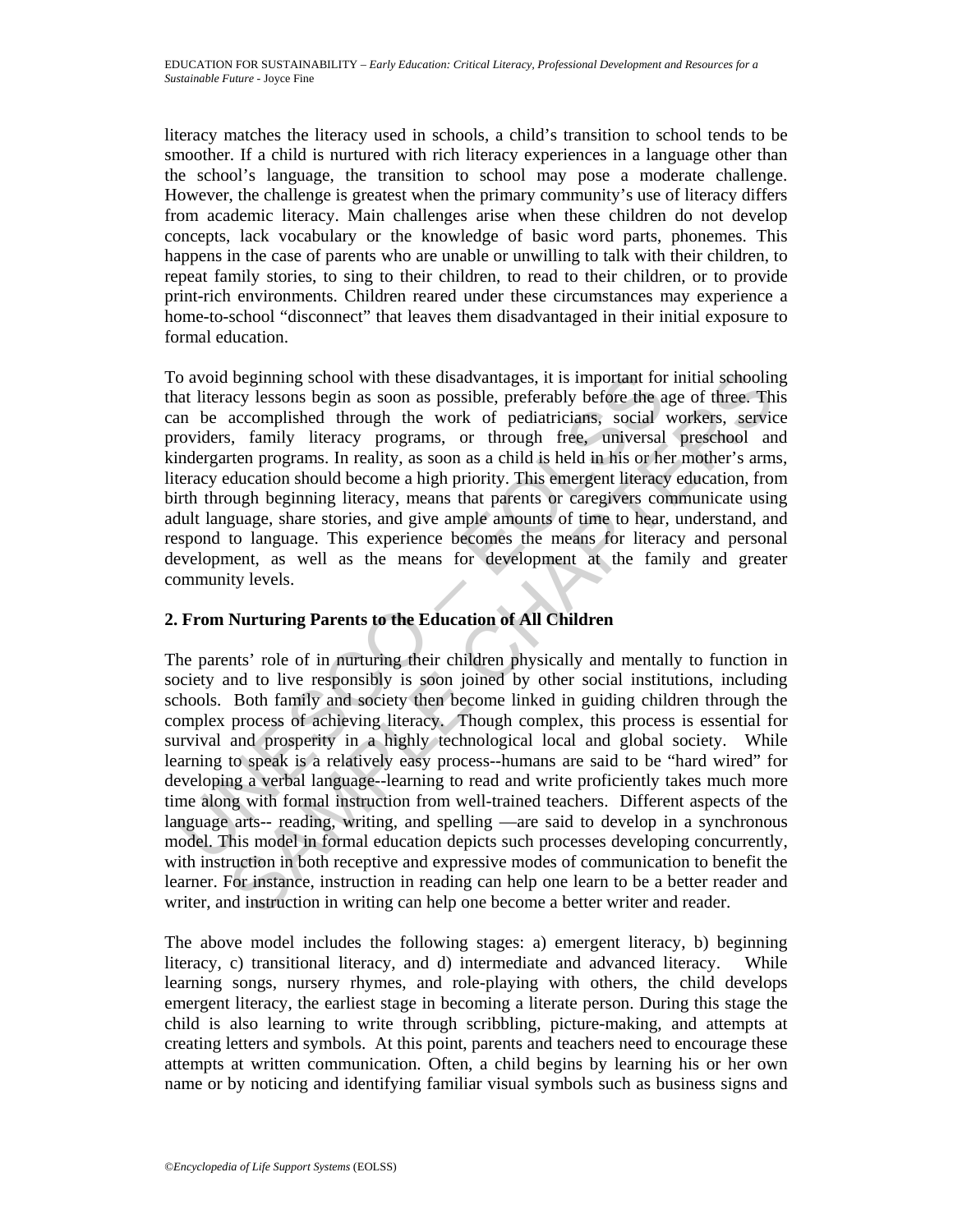literacy matches the literacy used in schools, a child's transition to school tends to be smoother. If a child is nurtured with rich literacy experiences in a language other than the school's language, the transition to school may pose a moderate challenge. However, the challenge is greatest when the primary community's use of literacy differs from academic literacy. Main challenges arise when these children do not develop concepts, lack vocabulary or the knowledge of basic word parts, phonemes. This happens in the case of parents who are unable or unwilling to talk with their children, to repeat family stories, to sing to their children, to read to their children, or to provide print-rich environments. Children reared under these circumstances may experience a home-to-school "disconnect" that leaves them disadvantaged in their initial exposure to formal education.

To avoid beginning school with these disadvantages, it is important for initial schooling that literacy lessons begin as soon as possible, preferably before the age of three. This can be accomplished through the work of pediatricians, social workers, service providers, family literacy programs, or through free, universal preschool and kindergarten programs. In reality, as soon as a child is held in his or her mother's arms, literacy education should become a high priority. This emergent literacy education, from birth through beginning literacy, means that parents or caregivers communicate using adult language, share stories, and give ample amounts of time to hear, understand, and respond to language. This experience becomes the means for literacy and personal development, as well as the means for development at the family and greater community levels.

## 2. From Nurturing Parents to the Education of All Children

The parents' role of in nurturing their children physically and mentally to function in society and to live responsibly is soon joined by other social institutions, including schools. Both family and society then become linked in guiding children through the complex process of achieving literacy. Though complex, this process is essential for survival and prosperity in a highly technological local and global society. While learning to speak is a relatively easy process--humans are said to be "hard wired" for developing a verbal language--learning to read and write proficiently takes much more time along with formal instruction from well-trained teachers. Different aspects of the language arts-- reading, writing, and spelling —are said to develop in a synchronous model. This model in formal education depicts such processes developing concurrently, with instruction in both receptive and expressive modes of communication to benefit the learner. For instance, instruction in reading can help one learn to be a better reader and writer, and instruction in writing can help one become a better writer and reader.

The above model includes the following stages: a) emergent literacy, b) beginning literacy, c) transitional literacy, and d) intermediate and advanced literacy. While learning songs, nursery rhymes, and role-playing with others, the child develops emergent literacy, the earliest stage in becoming a literate person. During this stage the child is also learning to write through scribbling, picture-making, and attempts at creating letters and symbols. At this point, parents and teachers need to encourage these attempts at written communication. Often, a child begins by learning his or her own name or by noticing and identifying familiar visual symbols such as business signs and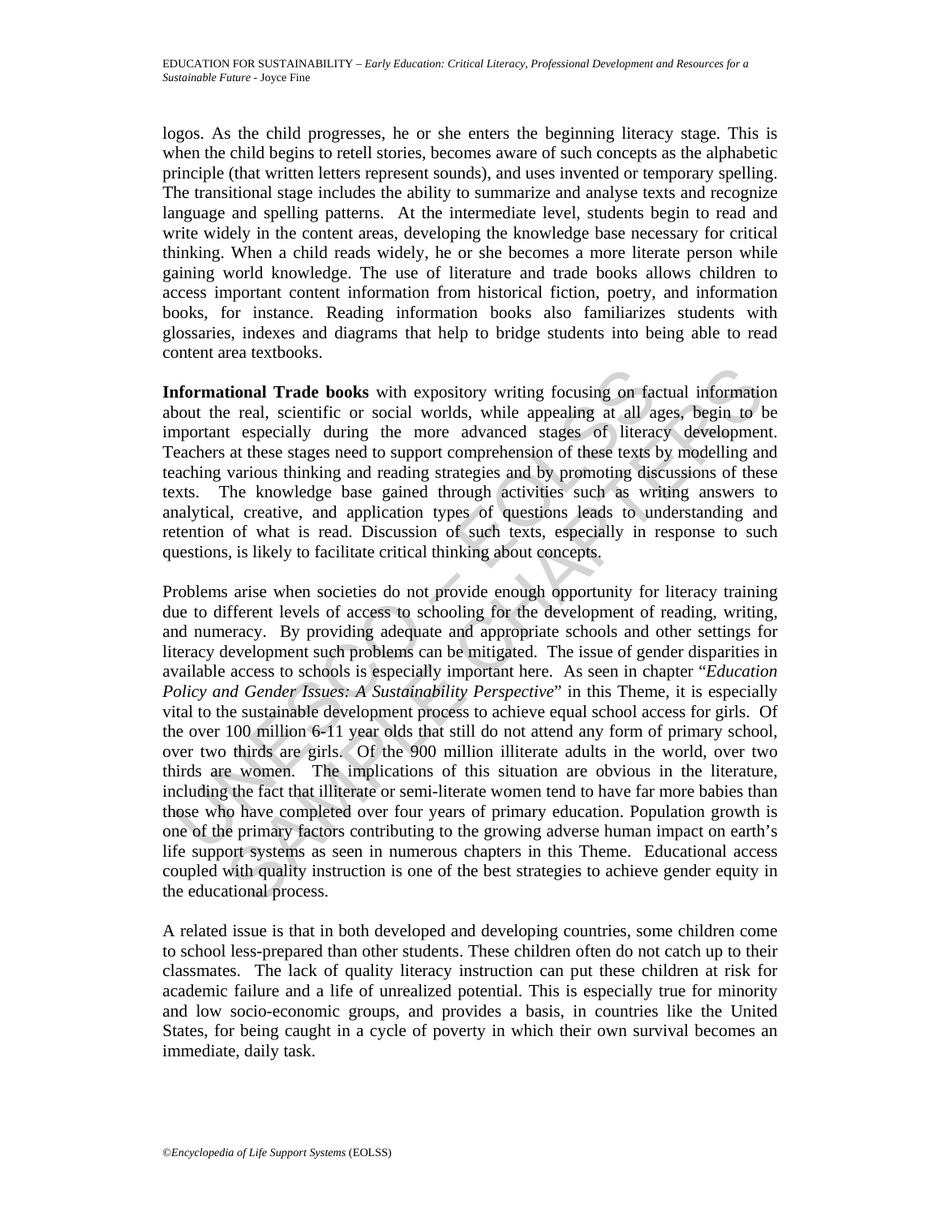logos. As the child progresses, he or she enters the beginning literacy stage. This is when the child begins to retell stories, becomes aware of such concepts as the alphabetic principle (that written letters represent sounds), and uses invented or temporary spelling. The transitional stage includes the ability to summarize and analyse texts and recognize language and spelling patterns. At the intermediate level, students begin to read and write widely in the content areas, developing the knowledge base necessary for critical thinking. When a child reads widely, he or she becomes a more literate person while gaining world knowledge. The use of literature and trade books allows children to access important content information from historical fiction, poetry, and information books, for instance. Reading information books also familiarizes students with glossaries, indexes and diagrams that help to bridge students into being able to read content area textbooks.

**Informational Trade books** with expository writing focusing on factual information about the real, scientific or social worlds, while appealing at all ages, begin to be important especially during the more advanced stages of literacy development. Teachers at these stages need to support comprehension of these texts by modelling and teaching various thinking and reading strategies and by promoting discussions of these texts. The knowledge base gained through activities such as writing answers to analytical, creative, and application types of questions leads to understanding and retention of what is read. Discussion of such texts, especially in response to such questions, is likely to facilitate critical thinking about concepts.

Problems arise when societies do not provide enough opportunity for literacy training due to different levels of access to schooling for the development of reading, writing, and numeracy. By providing adequate and appropriate schools and other settings for literacy development such problems can be mitigated. The issue of gender disparities in available access to schools is especially important here. As seen in chapter "*Education Policy and Gender Issues: A Sustainability Perspective*" in this Theme, it is especially vital to the sustainable development process to achieve equal school access for girls. Of the over 100 million 6-11 year olds that still do not attend any form of primary school, over two thirds are girls. Of the 900 million illiterate adults in the world, over two thirds are women. The implications of this situation are obvious in the literature, including the fact that illiterate or semi-literate women tend to have far more babies than those who have completed over four years of primary education. Population growth is one of the primary factors contributing to the growing adverse human impact on earth's life support systems as seen in numerous chapters in this Theme. Educational access coupled with quality instruction is one of the best strategies to achieve gender equity in the educational process.

A related issue is that in both developed and developing countries, some children come to school less-prepared than other students. These children often do not catch up to their classmates. The lack of quality literacy instruction can put these children at risk for academic failure and a life of unrealized potential. This is especially true for minority and low socio-economic groups, and provides a basis, in countries like the United States, for being caught in a cycle of poverty in which their own survival becomes an immediate, daily task.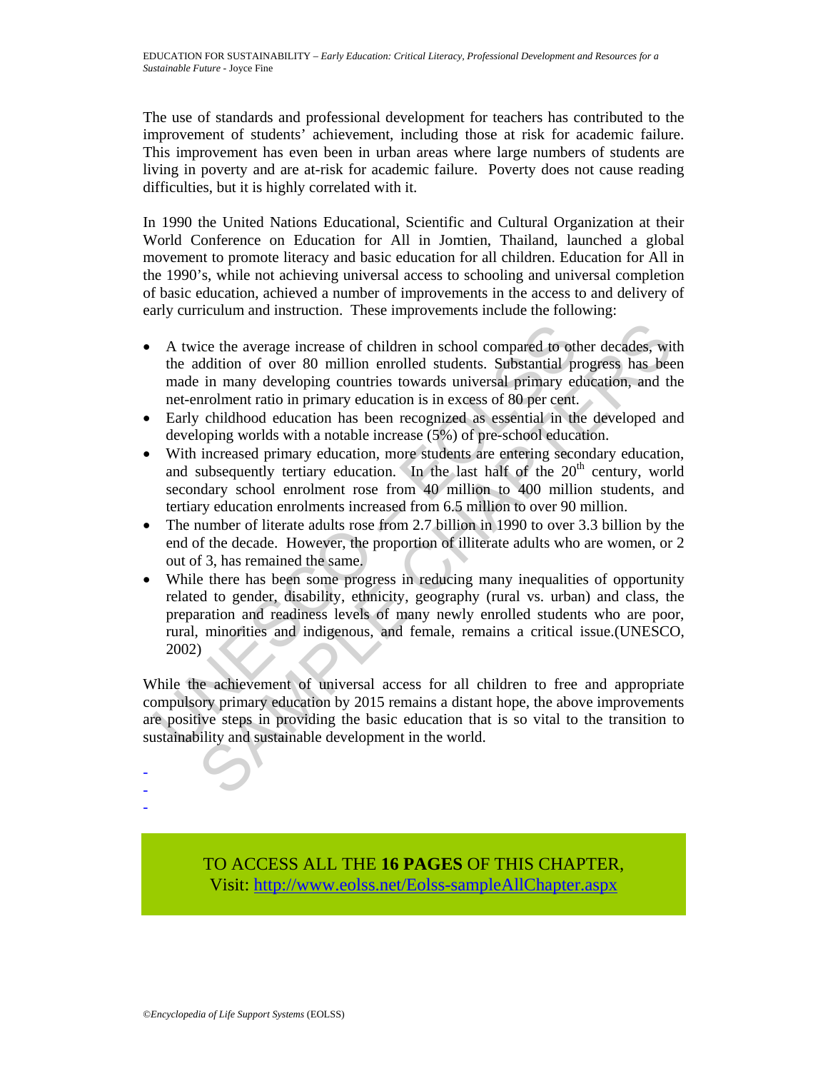The use of standards and professional development for teachers has contributed to the improvement of students' achievement, including those at risk for academic failure. This improvement has even been in urban areas where large numbers of students are living in poverty and are at-risk for academic failure. Poverty does not cause reading difficulties, but it is highly correlated with it.

In 1990 the United Nations Educational, Scientific and Cultural Organization at their World Conference on Education for All in Jomtien, Thailand, launched a global movement to promote literacy and basic education for all children. Education for All in the 1990's, while not achieving universal access to schooling and universal completion of basic education, achieved a number of improvements in the access to and delivery of early curriculum and instruction. These improvements include the following:

- A twice the average increase of children in school compared to other decades, with the addition of over 80 million enrolled students. Substantial progress has been made in many developing countries towards universal primary education, and the net-enrolment ratio in primary education is in excess of 80 per cent.
- Early childhood education has been recognized as essential in the developed and developing worlds with a notable increase (5%) of pre-school education.
- With increased primary education, more students are entering secondary education, and subsequently tertiary education. In the last half of the 20th century, world secondary school enrolment rose from 40 million to 400 million students, and tertiary education enrolments increased from 6.5 million to over 90 million.
- The number of literate adults rose from 2.7 billion in 1990 to over 3.3 billion by the end of the decade. However, the proportion of illiterate adults who are women, or 2 out of 3, has remained the same.
- While there has been some progress in reducing many inequalities of opportunity related to gender, disability, ethnicity, geography (rural vs. urban) and class, the preparation and readiness levels of many newly enrolled students who are poor, rural, minorities and indigenous, and female, remains a critical issue.(UNESCO, 2002)

While the achievement of universal access for all children to free and appropriate compulsory primary education by 2015 remains a distant hope, the above improvements are positive steps in providing the basic education that is so vital to the transition to sustainability and sustainable development in the world.

-
-
-

TO ACCESS ALL THE **16 PAGES** OF THIS CHAPTER,
Visit: http://www.eolss.net/Eolss-sampleAllChapter.aspx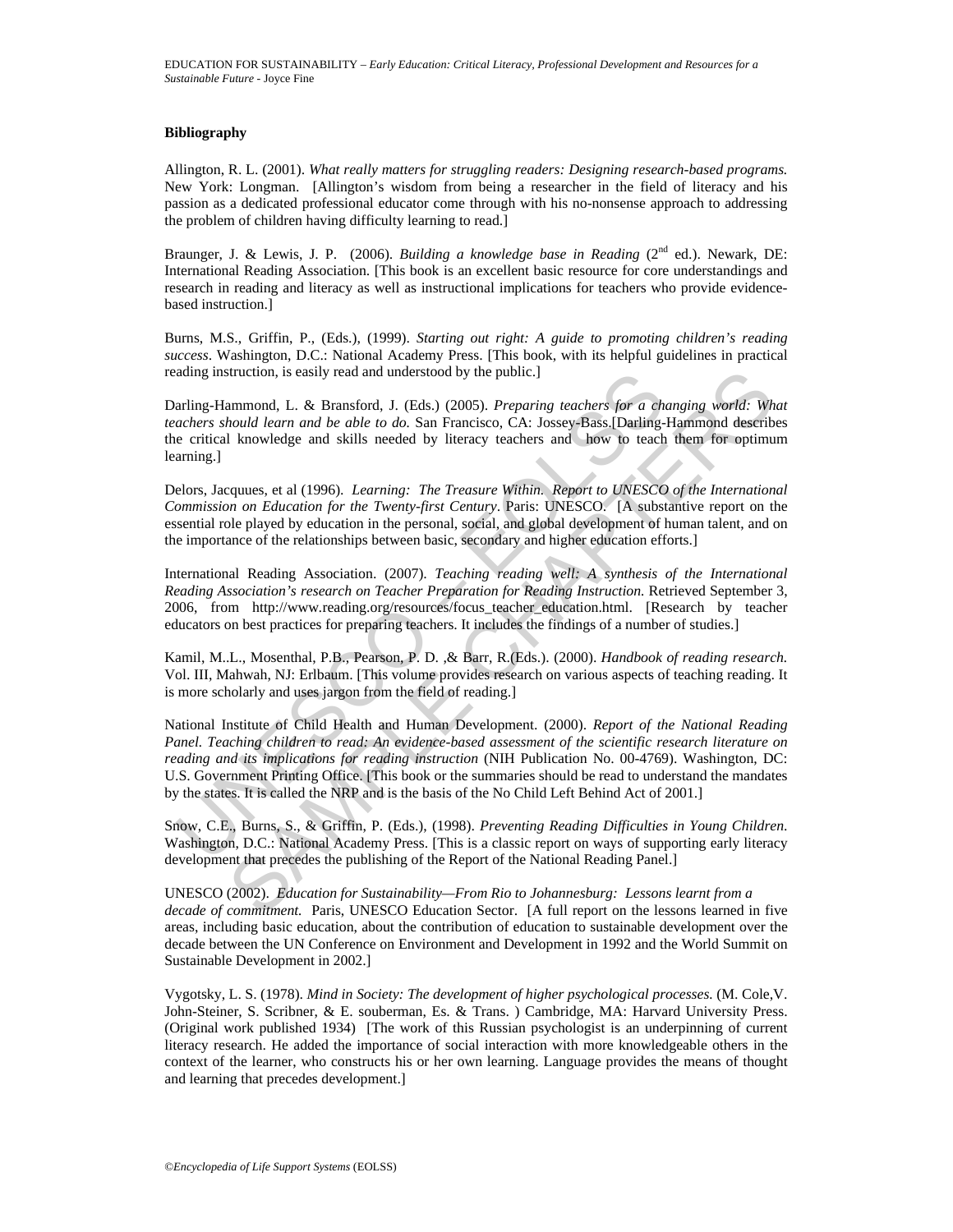**Bibliography**

Allington, R. L. (2001). *What really matters for struggling readers: Designing research-based programs.* New York: Longman. [Allington's wisdom from being a researcher in the field of literacy and his passion as a dedicated professional educator come through with his no-nonsense approach to addressing the problem of children having difficulty learning to read.]

Braunger, J. & Lewis, J. P. (2006). *Building a knowledge base in Reading* (2nd ed.). Newark, DE: International Reading Association. [This book is an excellent basic resource for core understandings and research in reading and literacy as well as instructional implications for teachers who provide evidence-based instruction.]

Burns, M.S., Griffin, P., (Eds.), (1999). *Starting out right: A guide to promoting children's reading success*. Washington, D.C.: National Academy Press. [This book, with its helpful guidelines in practical reading instruction, is easily read and understood by the public.]

Darling-Hammond, L. & Bransford, J. (Eds.) (2005). *Preparing teachers for a changing world: What teachers should learn and be able to do.* San Francisco, CA: Jossey-Bass.[Darling-Hammond describes the critical knowledge and skills needed by literacy teachers and how to teach them for optimum learning.]

Delors, Jacquues, et al (1996). *Learning: The Treasure Within. Report to UNESCO of the International Commission on Education for the Twenty-first Century*. Paris: UNESCO. [A substantive report on the essential role played by education in the personal, social, and global development of human talent, and on the importance of the relationships between basic, secondary and higher education efforts.]

International Reading Association. (2007). *Teaching reading well: A synthesis of the International Reading Association's research on Teacher Preparation for Reading Instruction.* Retrieved September 3, 2006, from http://www.reading.org/resources/focus_teacher_education.html. [Research by teacher educators on best practices for preparing teachers. It includes the findings of a number of studies.]

Kamil, M..L., Mosenthal, P.B., Pearson, P. D. ,& Barr, R.(Eds.). (2000). *Handbook of reading research.* Vol. III, Mahwah, NJ: Erlbaum. [This volume provides research on various aspects of teaching reading. It is more scholarly and uses jargon from the field of reading.]

National Institute of Child Health and Human Development. (2000). *Report of the National Reading Panel. Teaching children to read: An evidence-based assessment of the scientific research literature on reading and its implications for reading instruction* (NIH Publication No. 00-4769). Washington, DC: U.S. Government Printing Office. [This book or the summaries should be read to understand the mandates by the states. It is called the NRP and is the basis of the No Child Left Behind Act of 2001.]

Snow, C.E., Burns, S., & Griffin, P. (Eds.), (1998). *Preventing Reading Difficulties in Young Children*. Washington, D.C.: National Academy Press. [This is a classic report on ways of supporting early literacy development that precedes the publishing of the Report of the National Reading Panel.]

UNESCO (2002). *Education for Sustainability—From Rio to Johannesburg: Lessons learnt from a decade of commitment.* Paris, UNESCO Education Sector. [A full report on the lessons learned in five areas, including basic education, about the contribution of education to sustainable development over the decade between the UN Conference on Environment and Development in 1992 and the World Summit on Sustainable Development in 2002.]

Vygotsky, L. S. (1978). *Mind in Society: The development of higher psychological processes.* (M. Cole,V. John-Steiner, S. Scribner, & E. souberman, Es. & Trans. ) Cambridge, MA: Harvard University Press. (Original work published 1934) [The work of this Russian psychologist is an underpinning of current literacy research. He added the importance of social interaction with more knowledgeable others in the context of the learner, who constructs his or her own learning. Language provides the means of thought and learning that precedes development.]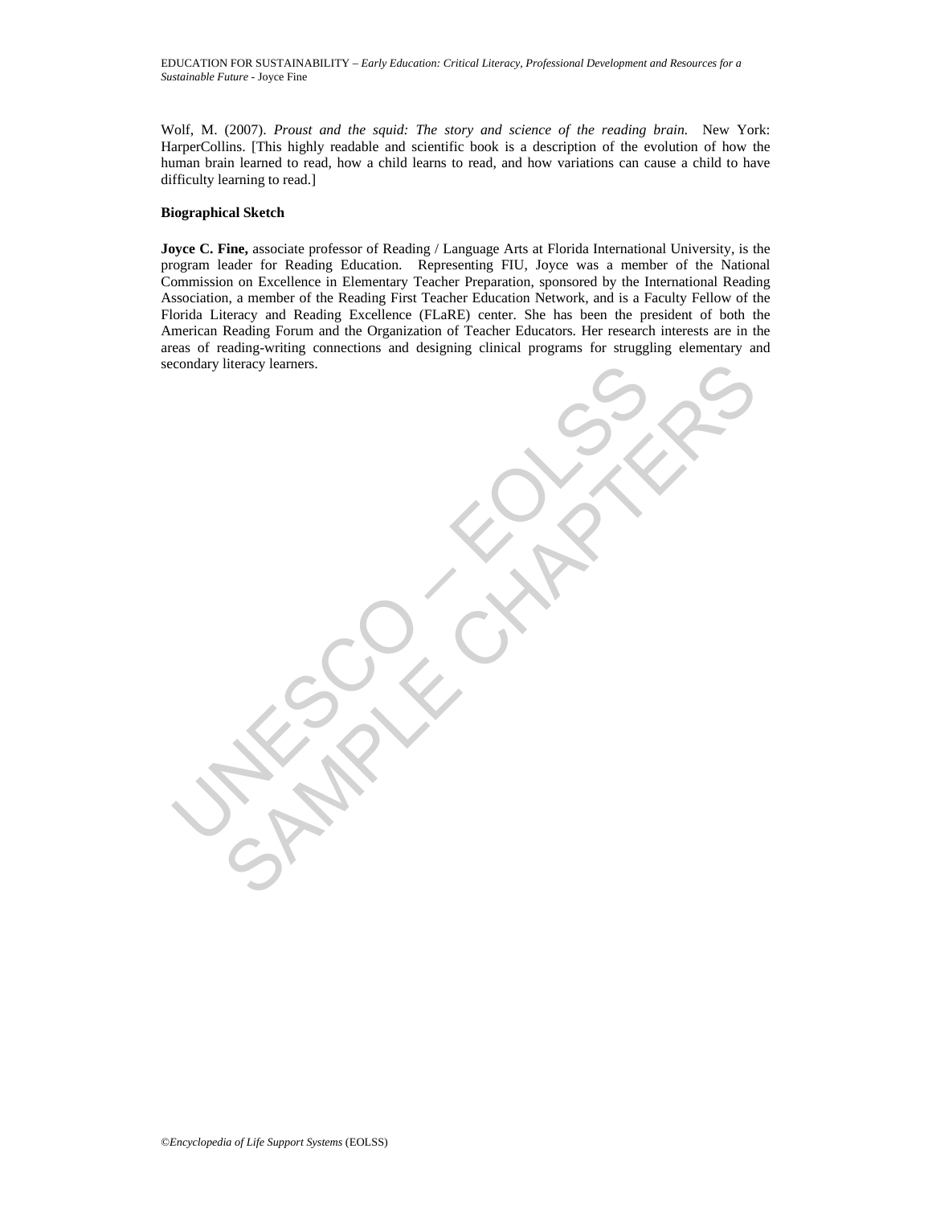Wolf, M. (2007). *Proust and the squid: The story and science of the reading brain.* New York: HarperCollins. [This highly readable and scientific book is a description of the evolution of how the human brain learned to read, how a child learns to read, and how variations can cause a child to have difficulty learning to read.]

### Biographical Sketch

**Joyce C. Fine,** associate professor of Reading / Language Arts at Florida International University, is the program leader for Reading Education. Representing FIU, Joyce was a member of the National Commission on Excellence in Elementary Teacher Preparation, sponsored by the International Reading Association, a member of the Reading First Teacher Education Network, and is a Faculty Fellow of the Florida Literacy and Reading Excellence (FLaRE) center. She has been the president of both the American Reading Forum and the Organization of Teacher Educators. Her research interests are in the areas of reading-writing connections and designing clinical programs for struggling elementary and secondary literacy learners.